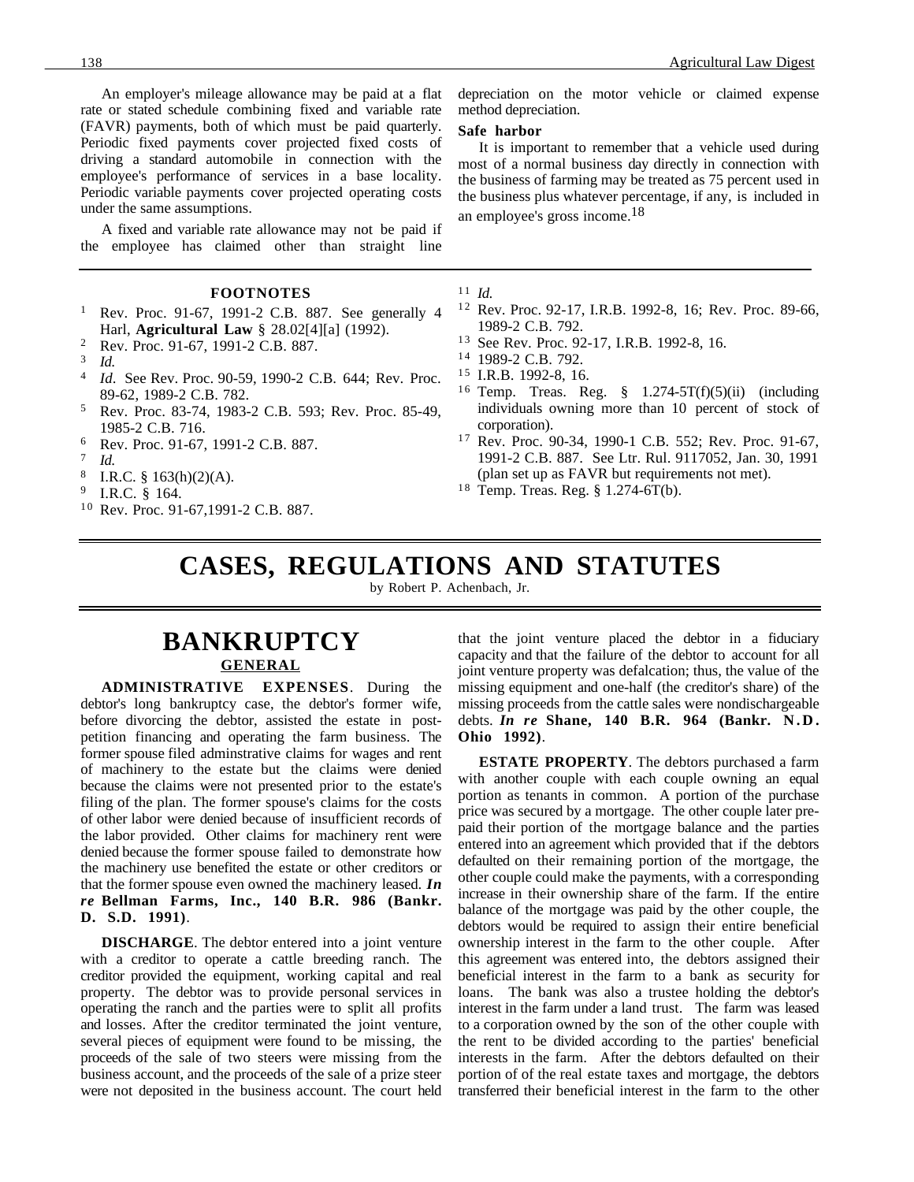An employer's mileage allowance may be paid at a flat rate or stated schedule combining fixed and variable rate (FAVR) payments, both of which must be paid quarterly. Periodic fixed payments cover projected fixed costs of driving a standard automobile in connection with the employee's performance of services in a base locality. Periodic variable payments cover projected operating costs under the same assumptions.

A fixed and variable rate allowance may not be paid if the employee has claimed other than straight line depreciation on the motor vehicle or claimed expense method depreciation.

**Safe harbor**

It is important to remember that a vehicle used during most of a normal business day directly in connection with the business of farming may be treated as 75 percent used in the business plus whatever percentage, if any, is included in an employee's gross income.[18]

#### FOOTNOTES

1. Rev. Proc. 91-67, 1991-2 C.B. 887. See generally 4 Harl, **Agricultural Law** § 28.02[4][a] (1992).
2. Rev. Proc. 91-67, 1991-2 C.B. 887.
3. *Id.*
4. *Id*. See Rev. Proc. 90-59, 1990-2 C.B. 644; Rev. Proc. 89-62, 1989-2 C.B. 782.
5. Rev. Proc. 83-74, 1983-2 C.B. 593; Rev. Proc. 85-49, 1985-2 C.B. 716.
6. Rev. Proc. 91-67, 1991-2 C.B. 887.
7. *Id.*
8. I.R.C. § 163(h)(2)(A).
9. I.R.C. § 164.
10. Rev. Proc. 91-67,1991-2 C.B. 887.
11. *Id.*
12. Rev. Proc. 92-17, I.R.B. 1992-8, 16; Rev. Proc. 89-66, 1989-2 C.B. 792.
13. See Rev. Proc. 92-17, I.R.B. 1992-8, 16.
14. 1989-2 C.B. 792.
15. I.R.B. 1992-8, 16.
16. Temp. Treas. Reg. § 1.274-5T(f)(5)(ii) (including individuals owning more than 10 percent of stock of corporation).
17. Rev. Proc. 90-34, 1990-1 C.B. 552; Rev. Proc. 91-67, 1991-2 C.B. 887. See Ltr. Rul. 9117052, Jan. 30, 1991 (plan set up as FAVR but requirements not met).
18. Temp. Treas. Reg. § 1.274-6T(b).

# CASES, REGULATIONS AND STATUTES

by Robert P. Achenbach, Jr.

## BANKRUPTCY

### GENERAL

**ADMINISTRATIVE EXPENSES**. During the debtor's long bankruptcy case, the debtor's former wife, before divorcing the debtor, assisted the estate in post-petition financing and operating the farm business. The former spouse filed adminstrative claims for wages and rent of machinery to the estate but the claims were denied because the claims were not presented prior to the estate's filing of the plan. The former spouse's claims for the costs of other labor were denied because of insufficient records of the labor provided. Other claims for machinery rent were denied because the former spouse failed to demonstrate how the machinery use benefited the estate or other creditors or that the former spouse even owned the machinery leased. ***In re* Bellman Farms, Inc., 140 B.R. 986 (Bankr. D. S.D. 1991)**.

**DISCHARGE**. The debtor entered into a joint venture with a creditor to operate a cattle breeding ranch. The creditor provided the equipment, working capital and real property. The debtor was to provide personal services in operating the ranch and the parties were to split all profits and losses. After the creditor terminated the joint venture, several pieces of equipment were found to be missing, the proceeds of the sale of two steers were missing from the business account, and the proceeds of the sale of a prize steer were not deposited in the business account. The court held that the joint venture placed the debtor in a fiduciary capacity and that the failure of the debtor to account for all joint venture property was defalcation; thus, the value of the missing equipment and one-half (the creditor's share) of the missing proceeds from the cattle sales were nondischargeable debts. ***In re* Shane, 140 B.R. 964 (Bankr. N.D. Ohio 1992)**.

**ESTATE PROPERTY**. The debtors purchased a farm with another couple with each couple owning an equal portion as tenants in common. A portion of the purchase price was secured by a mortgage. The other couple later pre-paid their portion of the mortgage balance and the parties entered into an agreement which provided that if the debtors defaulted on their remaining portion of the mortgage, the other couple could make the payments, with a corresponding increase in their ownership share of the farm. If the entire balance of the mortgage was paid by the other couple, the debtors would be required to assign their entire beneficial ownership interest in the farm to the other couple. After this agreement was entered into, the debtors assigned their beneficial interest in the farm to a bank as security for loans. The bank was also a trustee holding the debtor's interest in the farm under a land trust. The farm was leased to a corporation owned by the son of the other couple with the rent to be divided according to the parties' beneficial interests in the farm. After the debtors defaulted on their portion of of the real estate taxes and mortgage, the debtors transferred their beneficial interest in the farm to the other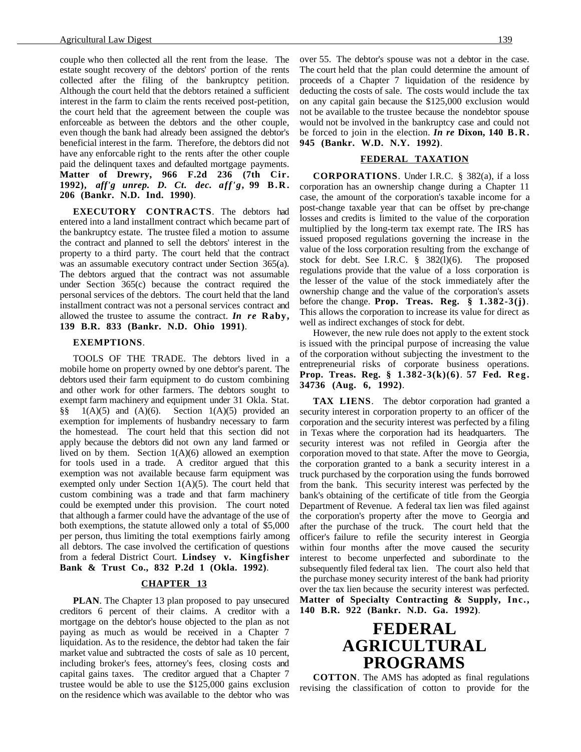couple who then collected all the rent from the lease. The estate sought recovery of the debtors' portion of the rents collected after the filing of the bankruptcy petition. Although the court held that the debtors retained a sufficient interest in the farm to claim the rents received post-petition, the court held that the agreement between the couple was enforceable as between the debtors and the other couple, even though the bank had already been assigned the debtor's beneficial interest in the farm. Therefore, the debtors did not have any enforcable right to the rents after the other couple paid the delinquent taxes and defaulted mortgage payments. **Matter of Drewry, 966 F.2d 236 (7th Cir. 1992),** ***aff'g unrep. D. Ct. dec. aff'g*****, 99 B.R. 206 (Bankr. N.D. Ind. 1990)**.

**EXECUTORY CONTRACTS**. The debtors had entered into a land installment contract which became part of the bankruptcy estate. The trustee filed a motion to assume the contract and planned to sell the debtors' interest in the property to a third party. The court held that the contract was an assumable executory contract under Section 365(a). The debtors argued that the contract was not assumable under Section 365(c) because the contract required the personal services of the debtors. The court held that the land installment contract was not a personal services contract and allowed the trustee to assume the contract. ***In re*** **Raby, 139 B.R. 833 (Bankr. N.D. Ohio 1991)**.

**EXEMPTIONS**.

TOOLS OF THE TRADE. The debtors lived in a mobile home on property owned by one debtor's parent. The debtors used their farm equipment to do custom combining and other work for other farmers. The debtors sought to exempt farm machinery and equipment under 31 Okla. Stat. §§ 1(A)(5) and (A)(6). Section 1(A)(5) provided an exemption for implements of husbandry necessary to farm the homestead. The court held that this section did not apply because the debtors did not own any land farmed or lived on by them. Section 1(A)(6) allowed an exemption for tools used in a trade. A creditor argued that this exemption was not available because farm equipment was exempted only under Section 1(A)(5). The court held that custom combining was a trade and that farm machinery could be exempted under this provision. The court noted that although a farmer could have the advantage of the use of both exemptions, the statute allowed only a total of $5,000 per person, thus limiting the total exemptions fairly among all debtors. The case involved the certification of questions from a federal District Court. **Lindsey v. Kingfisher Bank & Trust Co., 832 P.2d 1 (Okla. 1992)**.

### CHAPTER 13

**PLAN**. The Chapter 13 plan proposed to pay unsecured creditors 6 percent of their claims. A creditor with a mortgage on the debtor's house objected to the plan as not paying as much as would be received in a Chapter 7 liquidation. As to the residence, the debtor had taken the fair market value and subtracted the costs of sale as 10 percent, including broker's fees, attorney's fees, closing costs and capital gains taxes. The creditor argued that a Chapter 7 trustee would be able to use the $125,000 gains exclusion on the residence which was available to the debtor who was over 55. The debtor's spouse was not a debtor in the case. The court held that the plan could determine the amount of proceeds of a Chapter 7 liquidation of the residence by deducting the costs of sale. The costs would include the tax on any capital gain because the $125,000 exclusion would not be available to the trustee because the nondebtor spouse would not be involved in the bankruptcy case and could not be forced to join in the election. ***In re*** **Dixon, 140 B.R. 945 (Bankr. W.D. N.Y. 1992)**.

### FEDERAL TAXATION

**CORPORATIONS**. Under I.R.C. § 382(a), if a loss corporation has an ownership change during a Chapter 11 case, the amount of the corporation's taxable income for a post-change taxable year that can be offset by pre-change losses and credits is limited to the value of the corporation multiplied by the long-term tax exempt rate. The IRS has issued proposed regulations governing the increase in the value of the loss corporation resulting from the exchange of stock for debt. See I.R.C. § 382(l)(6). The proposed regulations provide that the value of a loss corporation is the lesser of the value of the stock immediately after the ownership change and the value of the corporation's assets before the change. **Prop. Treas. Reg. § 1.382-3(j)**. This allows the corporation to increase its value for direct as well as indirect exchanges of stock for debt.

However, the new rule does not apply to the extent stock is issued with the principal purpose of increasing the value of the corporation without subjecting the investment to the entrepreneurial risks of corporate business operations. **Prop. Treas. Reg. § 1.382-3(k)(6)**. **57 Fed. Reg. 34736 (Aug. 6, 1992)**.

**TAX LIENS**. The debtor corporation had granted a security interest in corporation property to an officer of the corporation and the security interest was perfected by a filing in Texas where the corporation had its headquarters. The security interest was not refiled in Georgia after the corporation moved to that state. After the move to Georgia, the corporation granted to a bank a security interest in a truck purchased by the corporation using the funds borrowed from the bank. This security interest was perfected by the bank's obtaining of the certificate of title from the Georgia Department of Revenue. A federal tax lien was filed against the corporation's property after the move to Georgia and after the purchase of the truck. The court held that the officer's failure to refile the security interest in Georgia within four months after the move caused the security interest to become unperfected and subordinate to the subsequently filed federal tax lien. The court also held that the purchase money security interest of the bank had priority over the tax lien because the security interest was perfected. **Matter of Specialty Contracting & Supply, Inc., 140 B.R. 922 (Bankr. N.D. Ga. 1992)**.

# FEDERAL AGRICULTURAL PROGRAMS

**COTTON**. The AMS has adopted as final regulations revising the classification of cotton to provide for the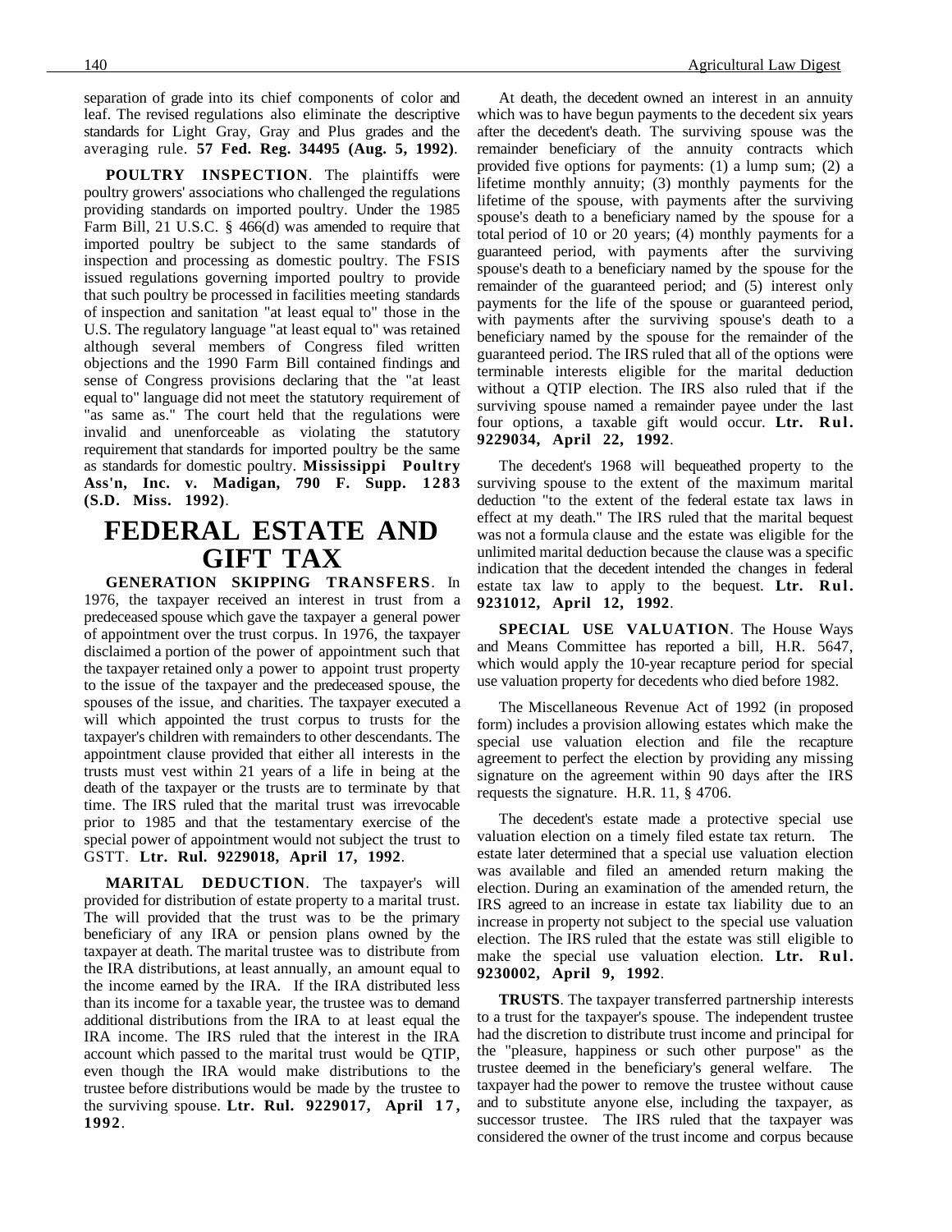separation of grade into its chief components of color and leaf. The revised regulations also eliminate the descriptive standards for Light Gray, Gray and Plus grades and the averaging rule. **57 Fed. Reg. 34495 (Aug. 5, 1992)**.

**POULTRY INSPECTION**. The plaintiffs were poultry growers' associations who challenged the regulations providing standards on imported poultry. Under the 1985 Farm Bill, 21 U.S.C. § 466(d) was amended to require that imported poultry be subject to the same standards of inspection and processing as domestic poultry. The FSIS issued regulations governing imported poultry to provide that such poultry be processed in facilities meeting standards of inspection and sanitation "at least equal to" those in the U.S. The regulatory language "at least equal to" was retained although several members of Congress filed written objections and the 1990 Farm Bill contained findings and sense of Congress provisions declaring that the "at least equal to" language did not meet the statutory requirement of "as same as." The court held that the regulations were invalid and unenforceable as violating the statutory requirement that standards for imported poultry be the same as standards for domestic poultry. **Mississippi Poultry Ass'n, Inc. v. Madigan, 790 F. Supp. 1283 (S.D. Miss. 1992)**.

# FEDERAL ESTATE AND GIFT TAX

**GENERATION SKIPPING TRANSFERS**. In 1976, the taxpayer received an interest in trust from a predeceased spouse which gave the taxpayer a general power of appointment over the trust corpus. In 1976, the taxpayer disclaimed a portion of the power of appointment such that the taxpayer retained only a power to appoint trust property to the issue of the taxpayer and the predeceased spouse, the spouses of the issue, and charities. The taxpayer executed a will which appointed the trust corpus to trusts for the taxpayer's children with remainders to other descendants. The appointment clause provided that either all interests in the trusts must vest within 21 years of a life in being at the death of the taxpayer or the trusts are to terminate by that time. The IRS ruled that the marital trust was irrevocable prior to 1985 and that the testamentary exercise of the special power of appointment would not subject the trust to GSTT. **Ltr. Rul. 9229018, April 17, 1992**.

**MARITAL DEDUCTION**. The taxpayer's will provided for distribution of estate property to a marital trust. The will provided that the trust was to be the primary beneficiary of any IRA or pension plans owned by the taxpayer at death. The marital trustee was to distribute from the IRA distributions, at least annually, an amount equal to the income earned by the IRA. If the IRA distributed less than its income for a taxable year, the trustee was to demand additional distributions from the IRA to at least equal the IRA income. The IRS ruled that the interest in the IRA account which passed to the marital trust would be QTIP, even though the IRA would make distributions to the trustee before distributions would be made by the trustee to the surviving spouse. **Ltr. Rul. 9229017, April 17, 1992**.

At death, the decedent owned an interest in an annuity which was to have begun payments to the decedent six years after the decedent's death. The surviving spouse was the remainder beneficiary of the annuity contracts which provided five options for payments: (1) a lump sum; (2) a lifetime monthly annuity; (3) monthly payments for the lifetime of the spouse, with payments after the surviving spouse's death to a beneficiary named by the spouse for a total period of 10 or 20 years; (4) monthly payments for a guaranteed period, with payments after the surviving spouse's death to a beneficiary named by the spouse for the remainder of the guaranteed period; and (5) interest only payments for the life of the spouse or guaranteed period, with payments after the surviving spouse's death to a beneficiary named by the spouse for the remainder of the guaranteed period. The IRS ruled that all of the options were terminable interests eligible for the marital deduction without a QTIP election. The IRS also ruled that if the surviving spouse named a remainder payee under the last four options, a taxable gift would occur. **Ltr. Rul. 9229034, April 22, 1992**.

The decedent's 1968 will bequeathed property to the surviving spouse to the extent of the maximum marital deduction "to the extent of the federal estate tax laws in effect at my death." The IRS ruled that the marital bequest was not a formula clause and the estate was eligible for the unlimited marital deduction because the clause was a specific indication that the decedent intended the changes in federal estate tax law to apply to the bequest. **Ltr. Rul. 9231012, April 12, 1992**.

**SPECIAL USE VALUATION**. The House Ways and Means Committee has reported a bill, H.R. 5647, which would apply the 10-year recapture period for special use valuation property for decedents who died before 1982.

The Miscellaneous Revenue Act of 1992 (in proposed form) includes a provision allowing estates which make the special use valuation election and file the recapture agreement to perfect the election by providing any missing signature on the agreement within 90 days after the IRS requests the signature. H.R. 11, § 4706.

The decedent's estate made a protective special use valuation election on a timely filed estate tax return. The estate later determined that a special use valuation election was available and filed an amended return making the election. During an examination of the amended return, the IRS agreed to an increase in estate tax liability due to an increase in property not subject to the special use valuation election. The IRS ruled that the estate was still eligible to make the special use valuation election. **Ltr. Rul. 9230002, April 9, 1992**.

**TRUSTS**. The taxpayer transferred partnership interests to a trust for the taxpayer's spouse. The independent trustee had the discretion to distribute trust income and principal for the "pleasure, happiness or such other purpose" as the trustee deemed in the beneficiary's general welfare. The taxpayer had the power to remove the trustee without cause and to substitute anyone else, including the taxpayer, as successor trustee. The IRS ruled that the taxpayer was considered the owner of the trust income and corpus because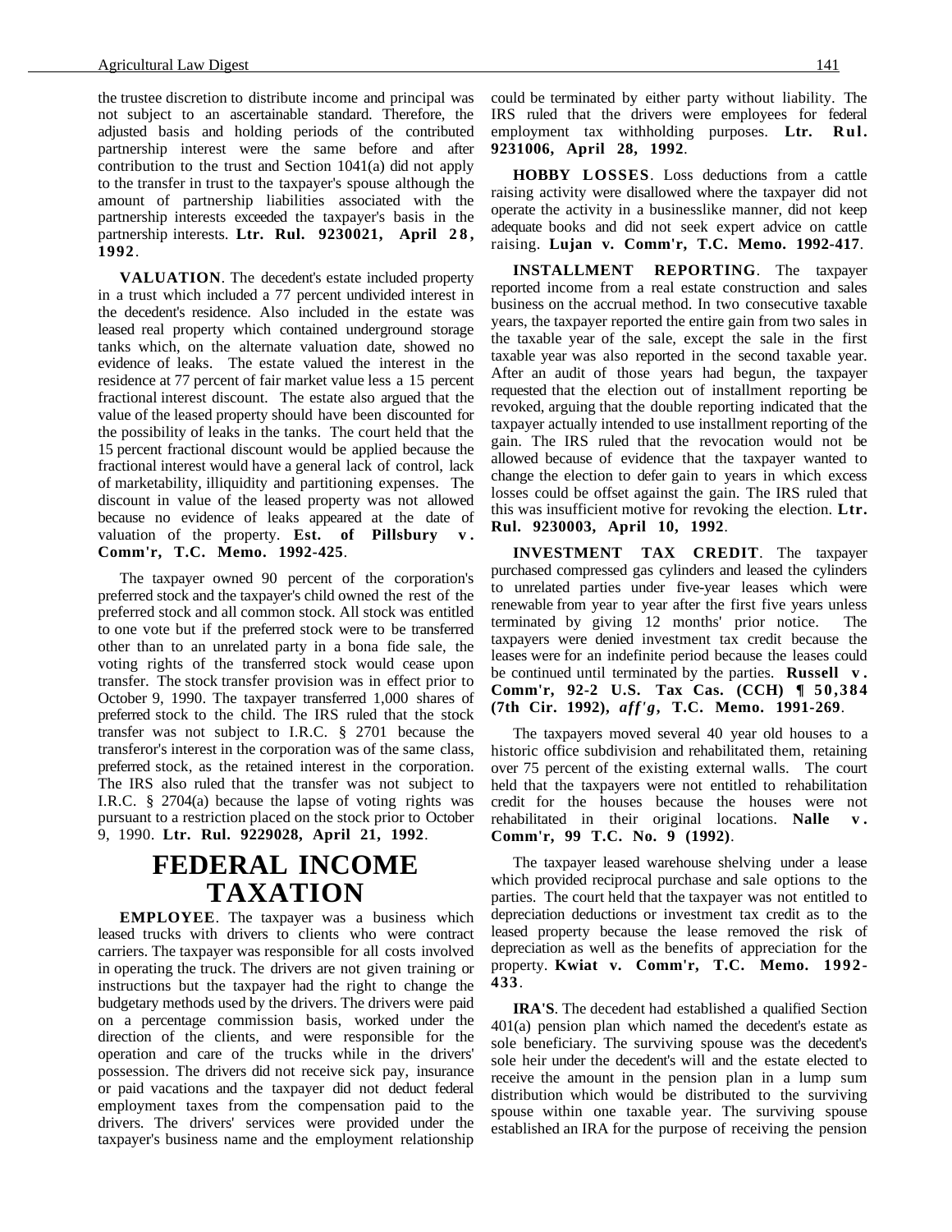the trustee discretion to distribute income and principal was not subject to an ascertainable standard. Therefore, the adjusted basis and holding periods of the contributed partnership interest were the same before and after contribution to the trust and Section 1041(a) did not apply to the transfer in trust to the taxpayer's spouse although the amount of partnership liabilities associated with the partnership interests exceeded the taxpayer's basis in the partnership interests. **Ltr. Rul. 9230021, April 28, 1992**.

**VALUATION**. The decedent's estate included property in a trust which included a 77 percent undivided interest in the decedent's residence. Also included in the estate was leased real property which contained underground storage tanks which, on the alternate valuation date, showed no evidence of leaks. The estate valued the interest in the residence at 77 percent of fair market value less a 15 percent fractional interest discount. The estate also argued that the value of the leased property should have been discounted for the possibility of leaks in the tanks. The court held that the 15 percent fractional discount would be applied because the fractional interest would have a general lack of control, lack of marketability, illiquidity and partitioning expenses. The discount in value of the leased property was not allowed because no evidence of leaks appeared at the date of valuation of the property. **Est. of Pillsbury v. Comm'r, T.C. Memo. 1992-425**.

The taxpayer owned 90 percent of the corporation's preferred stock and the taxpayer's child owned the rest of the preferred stock and all common stock. All stock was entitled to one vote but if the preferred stock were to be transferred other than to an unrelated party in a bona fide sale, the voting rights of the transferred stock would cease upon transfer. The stock transfer provision was in effect prior to October 9, 1990. The taxpayer transferred 1,000 shares of preferred stock to the child. The IRS ruled that the stock transfer was not subject to I.R.C. § 2701 because the transferor's interest in the corporation was of the same class, preferred stock, as the retained interest in the corporation. The IRS also ruled that the transfer was not subject to I.R.C. § 2704(a) because the lapse of voting rights was pursuant to a restriction placed on the stock prior to October 9, 1990. **Ltr. Rul. 9229028, April 21, 1992**.

# FEDERAL INCOME TAXATION

**EMPLOYEE**. The taxpayer was a business which leased trucks with drivers to clients who were contract carriers. The taxpayer was responsible for all costs involved in operating the truck. The drivers are not given training or instructions but the taxpayer had the right to change the budgetary methods used by the drivers. The drivers were paid on a percentage commission basis, worked under the direction of the clients, and were responsible for the operation and care of the trucks while in the drivers' possession. The drivers did not receive sick pay, insurance or paid vacations and the taxpayer did not deduct federal employment taxes from the compensation paid to the drivers. The drivers' services were provided under the taxpayer's business name and the employment relationship could be terminated by either party without liability. The IRS ruled that the drivers were employees for federal employment tax withholding purposes. **Ltr. Rul. 9231006, April 28, 1992**.

**HOBBY LOSSES**. Loss deductions from a cattle raising activity were disallowed where the taxpayer did not operate the activity in a businesslike manner, did not keep adequate books and did not seek expert advice on cattle raising. **Lujan v. Comm'r, T.C. Memo. 1992-417**.

**INSTALLMENT REPORTING**. The taxpayer reported income from a real estate construction and sales business on the accrual method. In two consecutive taxable years, the taxpayer reported the entire gain from two sales in the taxable year of the sale, except the sale in the first taxable year was also reported in the second taxable year. After an audit of those years had begun, the taxpayer requested that the election out of installment reporting be revoked, arguing that the double reporting indicated that the taxpayer actually intended to use installment reporting of the gain. The IRS ruled that the revocation would not be allowed because of evidence that the taxpayer wanted to change the election to defer gain to years in which excess losses could be offset against the gain. The IRS ruled that this was insufficient motive for revoking the election. **Ltr. Rul. 9230003, April 10, 1992**.

**INVESTMENT TAX CREDIT**. The taxpayer purchased compressed gas cylinders and leased the cylinders to unrelated parties under five-year leases which were renewable from year to year after the first five years unless terminated by giving 12 months' prior notice. The taxpayers were denied investment tax credit because the leases were for an indefinite period because the leases could be continued until terminated by the parties. **Russell v. Comm'r, 92-2 U.S. Tax Cas. (CCH) ¶ 50,384 (7th Cir. 1992), *aff'g*, T.C. Memo. 1991-269**.

The taxpayers moved several 40 year old houses to a historic office subdivision and rehabilitated them, retaining over 75 percent of the existing external walls. The court held that the taxpayers were not entitled to rehabilitation credit for the houses because the houses were not rehabilitated in their original locations. **Nalle v. Comm'r, 99 T.C. No. 9 (1992)**.

The taxpayer leased warehouse shelving under a lease which provided reciprocal purchase and sale options to the parties. The court held that the taxpayer was not entitled to depreciation deductions or investment tax credit as to the leased property because the lease removed the risk of depreciation as well as the benefits of appreciation for the property. **Kwiat v. Comm'r, T.C. Memo. 1992-433**.

**IRA'S**. The decedent had established a qualified Section 401(a) pension plan which named the decedent's estate as sole beneficiary. The surviving spouse was the decedent's sole heir under the decedent's will and the estate elected to receive the amount in the pension plan in a lump sum distribution which would be distributed to the surviving spouse within one taxable year. The surviving spouse established an IRA for the purpose of receiving the pension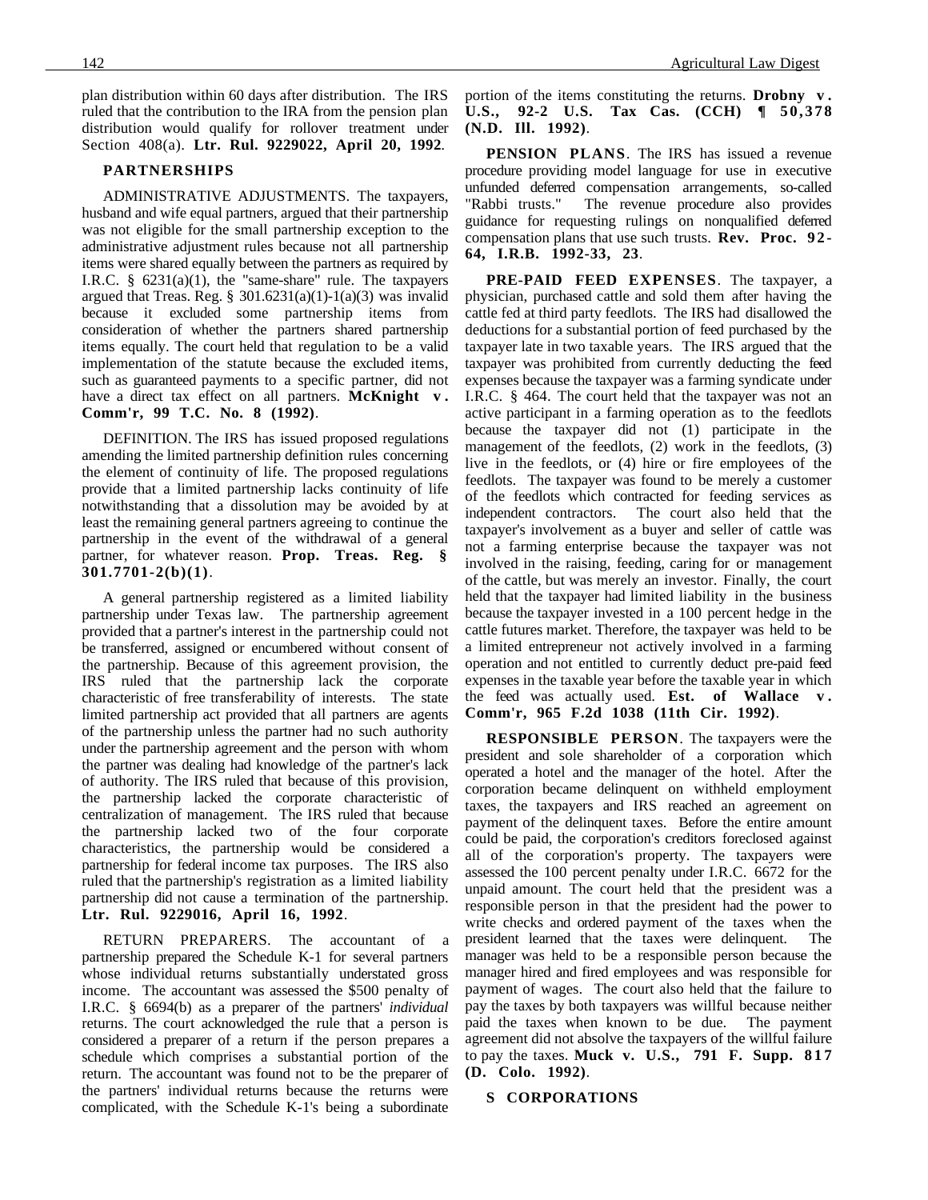plan distribution within 60 days after distribution. The IRS ruled that the contribution to the IRA from the pension plan distribution would qualify for rollover treatment under Section 408(a). **Ltr. Rul. 9229022, April 20, 1992**.

### PARTNERSHIPS

ADMINISTRATIVE ADJUSTMENTS. The taxpayers, husband and wife equal partners, argued that their partnership was not eligible for the small partnership exception to the administrative adjustment rules because not all partnership items were shared equally between the partners as required by I.R.C. § 6231(a)(1), the "same-share" rule. The taxpayers argued that Treas. Reg. § 301.6231(a)(1)-1(a)(3) was invalid because it excluded some partnership items from consideration of whether the partners shared partnership items equally. The court held that regulation to be a valid implementation of the statute because the excluded items, such as guaranteed payments to a specific partner, did not have a direct tax effect on all partners. **McKnight v. Comm'r, 99 T.C. No. 8 (1992)**.

DEFINITION. The IRS has issued proposed regulations amending the limited partnership definition rules concerning the element of continuity of life. The proposed regulations provide that a limited partnership lacks continuity of life notwithstanding that a dissolution may be avoided by at least the remaining general partners agreeing to continue the partnership in the event of the withdrawal of a general partner, for whatever reason. **Prop. Treas. Reg. § 301.7701-2(b)(1)**.

A general partnership registered as a limited liability partnership under Texas law. The partnership agreement provided that a partner's interest in the partnership could not be transferred, assigned or encumbered without consent of the partnership. Because of this agreement provision, the IRS ruled that the partnership lack the corporate characteristic of free transferability of interests. The state limited partnership act provided that all partners are agents of the partnership unless the partner had no such authority under the partnership agreement and the person with whom the partner was dealing had knowledge of the partner's lack of authority. The IRS ruled that because of this provision, the partnership lacked the corporate characteristic of centralization of management. The IRS ruled that because the partnership lacked two of the four corporate characteristics, the partnership would be considered a partnership for federal income tax purposes. The IRS also ruled that the partnership's registration as a limited liability partnership did not cause a termination of the partnership. **Ltr. Rul. 9229016, April 16, 1992**.

RETURN PREPARERS. The accountant of a partnership prepared the Schedule K-1 for several partners whose individual returns substantially understated gross income. The accountant was assessed the $500 penalty of I.R.C. § 6694(b) as a preparer of the partners' *individual* returns. The court acknowledged the rule that a person is considered a preparer of a return if the person prepares a schedule which comprises a substantial portion of the return. The accountant was found not to be the preparer of the partners' individual returns because the returns were complicated, with the Schedule K-1's being a subordinate portion of the items constituting the returns. **Drobny v. U.S., 92-2 U.S. Tax Cas. (CCH) ¶ 50,378 (N.D. Ill. 1992)**.

**PENSION PLANS**. The IRS has issued a revenue procedure providing model language for use in executive unfunded deferred compensation arrangements, so-called "Rabbi trusts." The revenue procedure also provides guidance for requesting rulings on nonqualified deferred compensation plans that use such trusts. **Rev. Proc. 92-64, I.R.B. 1992-33, 23**.

**PRE-PAID FEED EXPENSES**. The taxpayer, a physician, purchased cattle and sold them after having the cattle fed at third party feedlots. The IRS had disallowed the deductions for a substantial portion of feed purchased by the taxpayer late in two taxable years. The IRS argued that the taxpayer was prohibited from currently deducting the feed expenses because the taxpayer was a farming syndicate under I.R.C. § 464. The court held that the taxpayer was not an active participant in a farming operation as to the feedlots because the taxpayer did not (1) participate in the management of the feedlots, (2) work in the feedlots, (3) live in the feedlots, or (4) hire or fire employees of the feedlots. The taxpayer was found to be merely a customer of the feedlots which contracted for feeding services as independent contractors. The court also held that the taxpayer's involvement as a buyer and seller of cattle was not a farming enterprise because the taxpayer was not involved in the raising, feeding, caring for or management of the cattle, but was merely an investor. Finally, the court held that the taxpayer had limited liability in the business because the taxpayer invested in a 100 percent hedge in the cattle futures market. Therefore, the taxpayer was held to be a limited entrepreneur not actively involved in a farming operation and not entitled to currently deduct pre-paid feed expenses in the taxable year before the taxable year in which the feed was actually used. **Est. of Wallace v. Comm'r, 965 F.2d 1038 (11th Cir. 1992)**.

**RESPONSIBLE PERSON**. The taxpayers were the president and sole shareholder of a corporation which operated a hotel and the manager of the hotel. After the corporation became delinquent on withheld employment taxes, the taxpayers and IRS reached an agreement on payment of the delinquent taxes. Before the entire amount could be paid, the corporation's creditors foreclosed against all of the corporation's property. The taxpayers were assessed the 100 percent penalty under I.R.C. 6672 for the unpaid amount. The court held that the president was a responsible person in that the president had the power to write checks and ordered payment of the taxes when the president learned that the taxes were delinquent. The manager was held to be a responsible person because the manager hired and fired employees and was responsible for payment of wages. The court also held that the failure to pay the taxes by both taxpayers was willful because neither paid the taxes when known to be due. The payment agreement did not absolve the taxpayers of the willful failure to pay the taxes. **Muck v. U.S., 791 F. Supp. 817 (D. Colo. 1992)**.

### S CORPORATIONS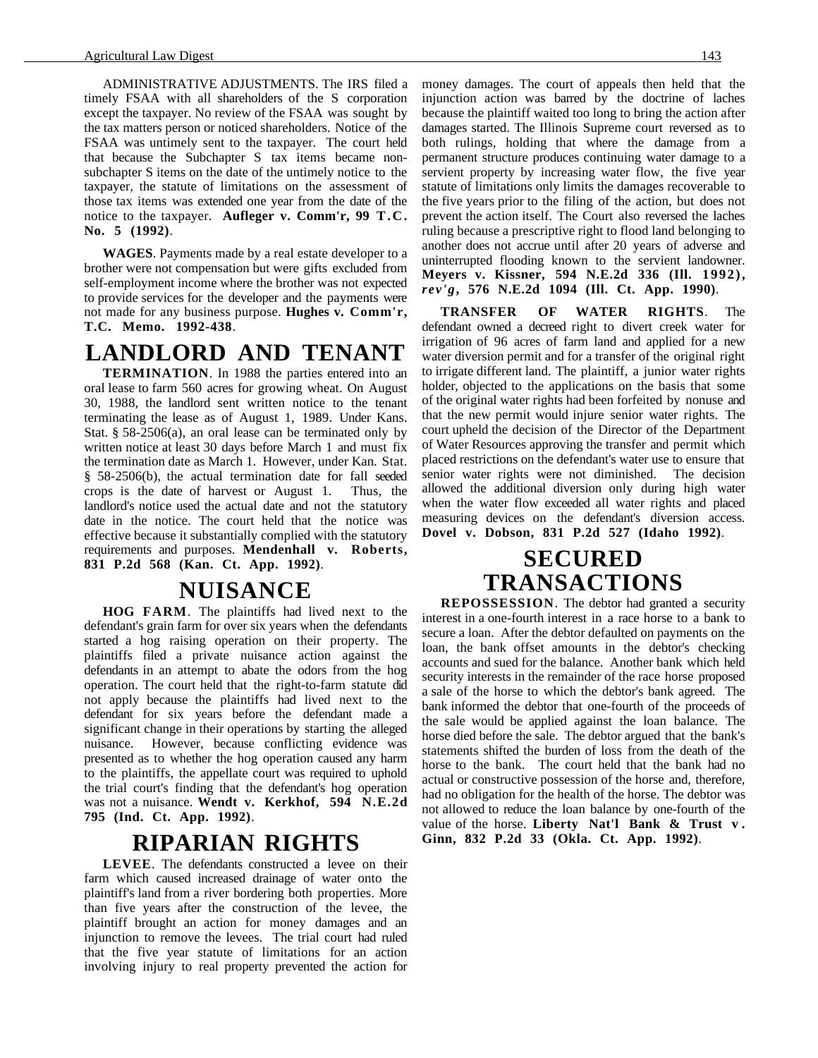ADMINISTRATIVE ADJUSTMENTS. The IRS filed a timely FSAA with all shareholders of the S corporation except the taxpayer. No review of the FSAA was sought by the tax matters person or noticed shareholders. Notice of the FSAA was untimely sent to the taxpayer. The court held that because the Subchapter S tax items became non-subchapter S items on the date of the untimely notice to the taxpayer, the statute of limitations on the assessment of those tax items was extended one year from the date of the notice to the taxpayer. **Aufleger v. Comm'r, 99 T.C. No. 5 (1992)**.

**WAGES**. Payments made by a real estate developer to a brother were not compensation but were gifts excluded from self-employment income where the brother was not expected to provide services for the developer and the payments were not made for any business purpose. **Hughes v. Comm'r, T.C. Memo. 1992-438**.

# LANDLORD AND TENANT

**TERMINATION**. In 1988 the parties entered into an oral lease to farm 560 acres for growing wheat. On August 30, 1988, the landlord sent written notice to the tenant terminating the lease as of August 1, 1989. Under Kans. Stat. § 58-2506(a), an oral lease can be terminated only by written notice at least 30 days before March 1 and must fix the termination date as March 1. However, under Kan. Stat. § 58-2506(b), the actual termination date for fall seeded crops is the date of harvest or August 1. Thus, the landlord's notice used the actual date and not the statutory date in the notice. The court held that the notice was effective because it substantially complied with the statutory requirements and purposes. **Mendenhall v. Roberts, 831 P.2d 568 (Kan. Ct. App. 1992)**.

# NUISANCE

**HOG FARM**. The plaintiffs had lived next to the defendant's grain farm for over six years when the defendants started a hog raising operation on their property. The plaintiffs filed a private nuisance action against the defendants in an attempt to abate the odors from the hog operation. The court held that the right-to-farm statute did not apply because the plaintiffs had lived next to the defendant for six years before the defendant made a significant change in their operations by starting the alleged nuisance. However, because conflicting evidence was presented as to whether the hog operation caused any harm to the plaintiffs, the appellate court was required to uphold the trial court's finding that the defendant's hog operation was not a nuisance. **Wendt v. Kerkhof, 594 N.E.2d 795 (Ind. Ct. App. 1992)**.

# RIPARIAN RIGHTS

**LEVEE**. The defendants constructed a levee on their farm which caused increased drainage of water onto the plaintiff's land from a river bordering both properties. More than five years after the construction of the levee, the plaintiff brought an action for money damages and an injunction to remove the levees. The trial court had ruled that the five year statute of limitations for an action involving injury to real property prevented the action for money damages. The court of appeals then held that the injunction action was barred by the doctrine of laches because the plaintiff waited too long to bring the action after damages started. The Illinois Supreme court reversed as to both rulings, holding that where the damage from a permanent structure produces continuing water damage to a servient property by increasing water flow, the five year statute of limitations only limits the damages recoverable to the five years prior to the filing of the action, but does not prevent the action itself. The Court also reversed the laches ruling because a prescriptive right to flood land belonging to another does not accrue until after 20 years of adverse and uninterrupted flooding known to the servient landowner. **Meyers v. Kissner, 594 N.E.2d 336 (Ill. 1992), *rev'g*, 576 N.E.2d 1094 (Ill. Ct. App. 1990)**.

**TRANSFER OF WATER RIGHTS**. The defendant owned a decreed right to divert creek water for irrigation of 96 acres of farm land and applied for a new water diversion permit and for a transfer of the original right to irrigate different land. The plaintiff, a junior water rights holder, objected to the applications on the basis that some of the original water rights had been forfeited by nonuse and that the new permit would injure senior water rights. The court upheld the decision of the Director of the Department of Water Resources approving the transfer and permit which placed restrictions on the defendant's water use to ensure that senior water rights were not diminished. The decision allowed the additional diversion only during high water when the water flow exceeded all water rights and placed measuring devices on the defendant's diversion access. **Dovel v. Dobson, 831 P.2d 527 (Idaho 1992)**.

# SECURED TRANSACTIONS

**REPOSSESSION**. The debtor had granted a security interest in a one-fourth interest in a race horse to a bank to secure a loan. After the debtor defaulted on payments on the loan, the bank offset amounts in the debtor's checking accounts and sued for the balance. Another bank which held security interests in the remainder of the race horse proposed a sale of the horse to which the debtor's bank agreed. The bank informed the debtor that one-fourth of the proceeds of the sale would be applied against the loan balance. The horse died before the sale. The debtor argued that the bank's statements shifted the burden of loss from the death of the horse to the bank. The court held that the bank had no actual or constructive possession of the horse and, therefore, had no obligation for the health of the horse. The debtor was not allowed to reduce the loan balance by one-fourth of the value of the horse. **Liberty Nat'l Bank & Trust v. Ginn, 832 P.2d 33 (Okla. Ct. App. 1992)**.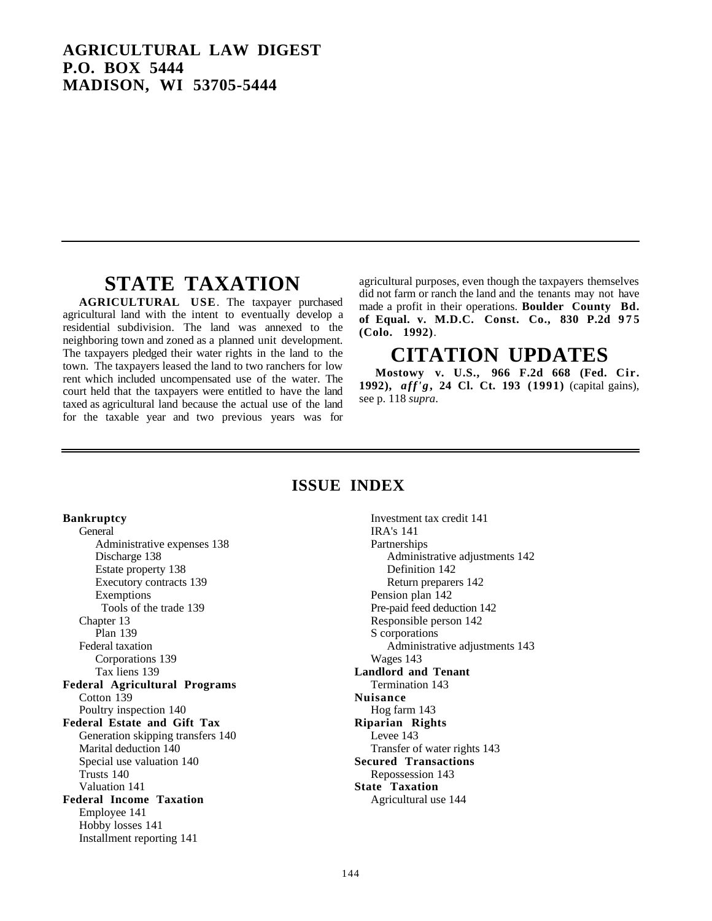AGRICULTURAL LAW DIGEST
P.O. BOX 5444
MADISON, WI 53705-5444

# STATE TAXATION

**AGRICULTURAL USE**. The taxpayer purchased agricultural land with the intent to eventually develop a residential subdivision. The land was annexed to the neighboring town and zoned as a planned unit development. The taxpayers pledged their water rights in the land to the town. The taxpayers leased the land to two ranchers for low rent which included uncompensated use of the water. The court held that the taxpayers were entitled to have the land taxed as agricultural land because the actual use of the land for the taxable year and two previous years was for agricultural purposes, even though the taxpayers themselves did not farm or ranch the land and the tenants may not have made a profit in their operations. **Boulder County Bd. of Equal. v. M.D.C. Const. Co., 830 P.2d 975 (Colo. 1992)**.

# CITATION UPDATES

**Mostowy v. U.S., 966 F.2d 668 (Fed. Cir. 1992),** ***aff'g*****, 24 Cl. Ct. 193 (1991)** (capital gains), see p. 118 *supra*.

## ISSUE INDEX

**Bankruptcy**
- General
  - Administrative expenses 138
  - Discharge 138
  - Estate property 138
  - Executory contracts 139
  - Exemptions
    - Tools of the trade 139
- Chapter 13
  - Plan 139
- Federal taxation
  - Corporations 139
  - Tax liens 139

**Federal Agricultural Programs**
- Cotton 139
- Poultry inspection 140

**Federal Estate and Gift Tax**
- Generation skipping transfers 140
- Marital deduction 140
- Special use valuation 140
- Trusts 140
- Valuation 141

**Federal Income Taxation**
- Employee 141
- Hobby losses 141
- Installment reporting 141
- Investment tax credit 141
- IRA's 141
- Partnerships
  - Administrative adjustments 142
  - Definition 142
  - Return preparers 142
- Pension plan 142
- Pre-paid feed deduction 142
- Responsible person 142
- S corporations
  - Administrative adjustments 143
- Wages 143

**Landlord and Tenant**
- Termination 143

**Nuisance**
- Hog farm 143

**Riparian Rights**
- Levee 143
- Transfer of water rights 143

**Secured Transactions**
- Repossession 143

**State Taxation**
- Agricultural use 144